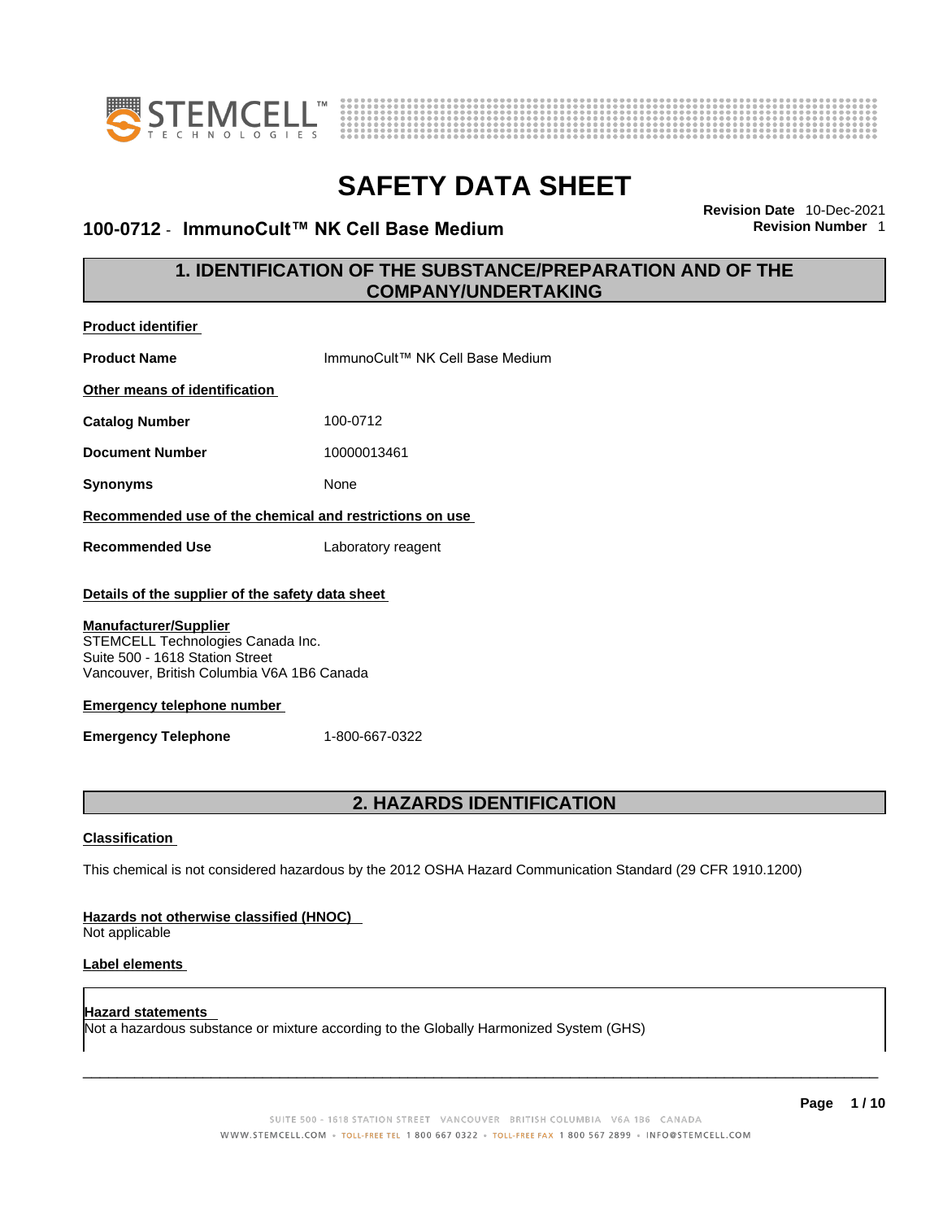# SAFETY DATA SHEET

## 100-0712 - ImmunoCult™ NK Cell Base Medium

**Revision Date** 10-Dec-2021
**Revision Number** 1

## 1. IDENTIFICATION OF THE SUBSTANCE/PREPARATION AND OF THE COMPANY/UNDERTAKING

**Product identifier**

**Product Name** ImmunoCult™ NK Cell Base Medium

**Other means of identification**

**Catalog Number** 100-0712

**Document Number** 10000013461

**Synonyms** None

**Recommended use of the chemical and restrictions on use**

**Recommended Use** Laboratory reagent

**Details of the supplier of the safety data sheet**

**Manufacturer/Supplier**
STEMCELL Technologies Canada Inc.
Suite 500 - 1618 Station Street
Vancouver, British Columbia V6A 1B6 Canada

**Emergency telephone number**

**Emergency Telephone** 1-800-667-0322

## 2. HAZARDS IDENTIFICATION

**Classification**

This chemical is not considered hazardous by the 2012 OSHA Hazard Communication Standard (29 CFR 1910.1200)

**Hazards not otherwise classified (HNOC)**
Not applicable

**Label elements**

**Hazard statements**
Not a hazardous substance or mixture according to the Globally Harmonized System (GHS)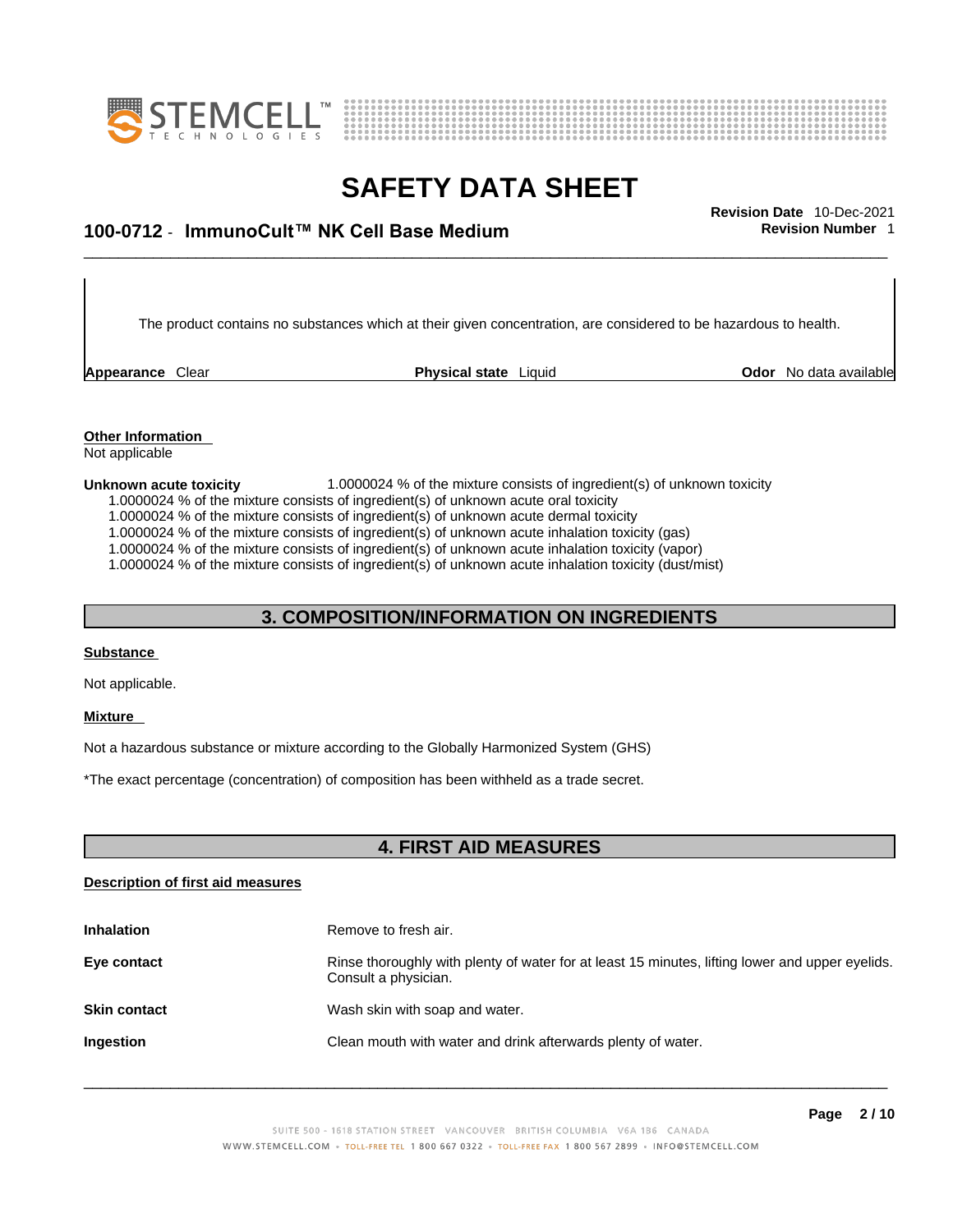The product contains no substances which at their given concentration, are considered to be hazardous to health.

**Appearance** Clear **Physical state** Liquid **Odor** No data available

**Other Information**
Not applicable

**Unknown acute toxicity** 1.0000024 % of the mixture consists of ingredient(s) of unknown toxicity
1.0000024 % of the mixture consists of ingredient(s) of unknown acute oral toxicity
1.0000024 % of the mixture consists of ingredient(s) of unknown acute dermal toxicity
1.0000024 % of the mixture consists of ingredient(s) of unknown acute inhalation toxicity (gas)
1.0000024 % of the mixture consists of ingredient(s) of unknown acute inhalation toxicity (vapor)
1.0000024 % of the mixture consists of ingredient(s) of unknown acute inhalation toxicity (dust/mist)

## 3. COMPOSITION/INFORMATION ON INGREDIENTS

**Substance**

Not applicable.

**Mixture**

Not a hazardous substance or mixture according to the Globally Harmonized System (GHS)

*The exact percentage (concentration) of composition has been withheld as a trade secret.

## 4. FIRST AID MEASURES

**Description of first aid measures**

**Inhalation** Remove to fresh air.

**Eye contact** Rinse thoroughly with plenty of water for at least 15 minutes, lifting lower and upper eyelids. Consult a physician.

**Skin contact** Wash skin with soap and water.

**Ingestion** Clean mouth with water and drink afterwards plenty of water.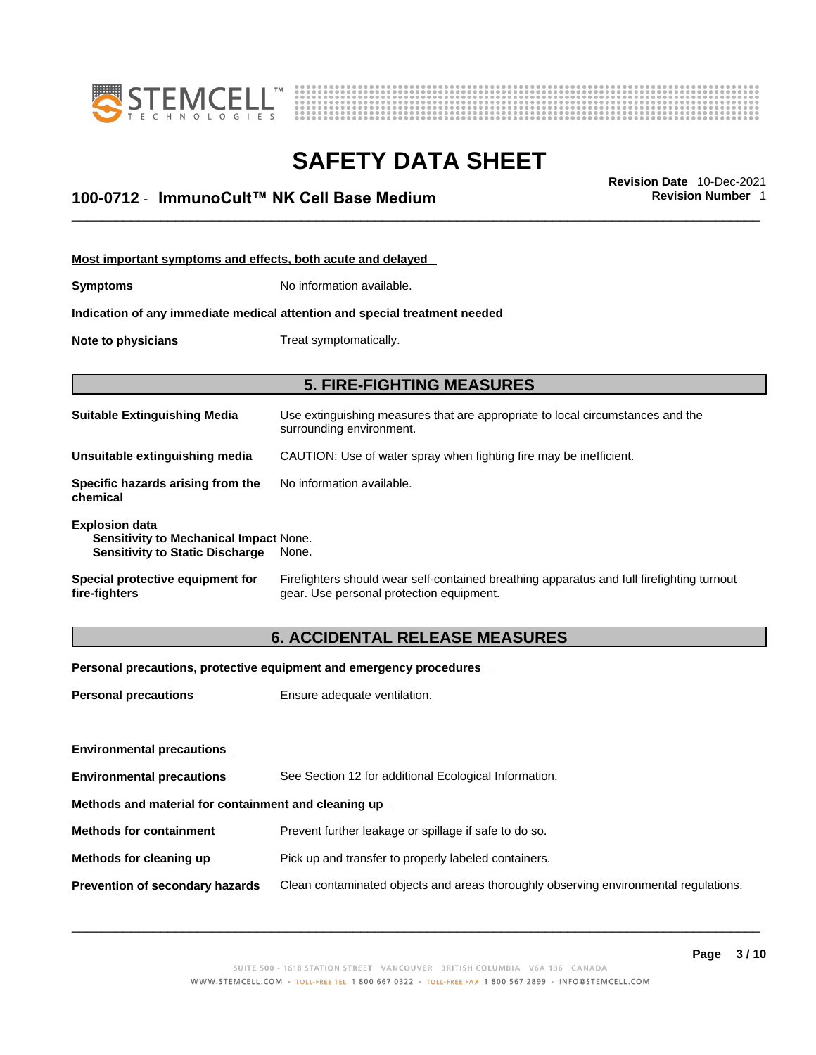**Most important symptoms and effects, both acute and delayed**

**Symptoms** No information available.

**Indication of any immediate medical attention and special treatment needed**

**Note to physicians** Treat symptomatically.

## 5. FIRE-FIGHTING MEASURES

**Suitable Extinguishing Media** Use extinguishing measures that are appropriate to local circumstances and the surrounding environment.

**Unsuitable extinguishing media** CAUTION: Use of water spray when fighting fire may be inefficient.

**Specific hazards arising from the chemical** No information available.

**Explosion data**
**Sensitivity to Mechanical Impact** None.
**Sensitivity to Static Discharge** None.

**Special protective equipment for fire-fighters** Firefighters should wear self-contained breathing apparatus and full firefighting turnout gear. Use personal protection equipment.

## 6. ACCIDENTAL RELEASE MEASURES

**Personal precautions, protective equipment and emergency procedures**

**Personal precautions** Ensure adequate ventilation.

**Environmental precautions**

**Environmental precautions** See Section 12 for additional Ecological Information.

**Methods and material for containment and cleaning up**

**Methods for containment** Prevent further leakage or spillage if safe to do so.

**Methods for cleaning up** Pick up and transfer to properly labeled containers.

**Prevention of secondary hazards** Clean contaminated objects and areas thoroughly observing environmental regulations.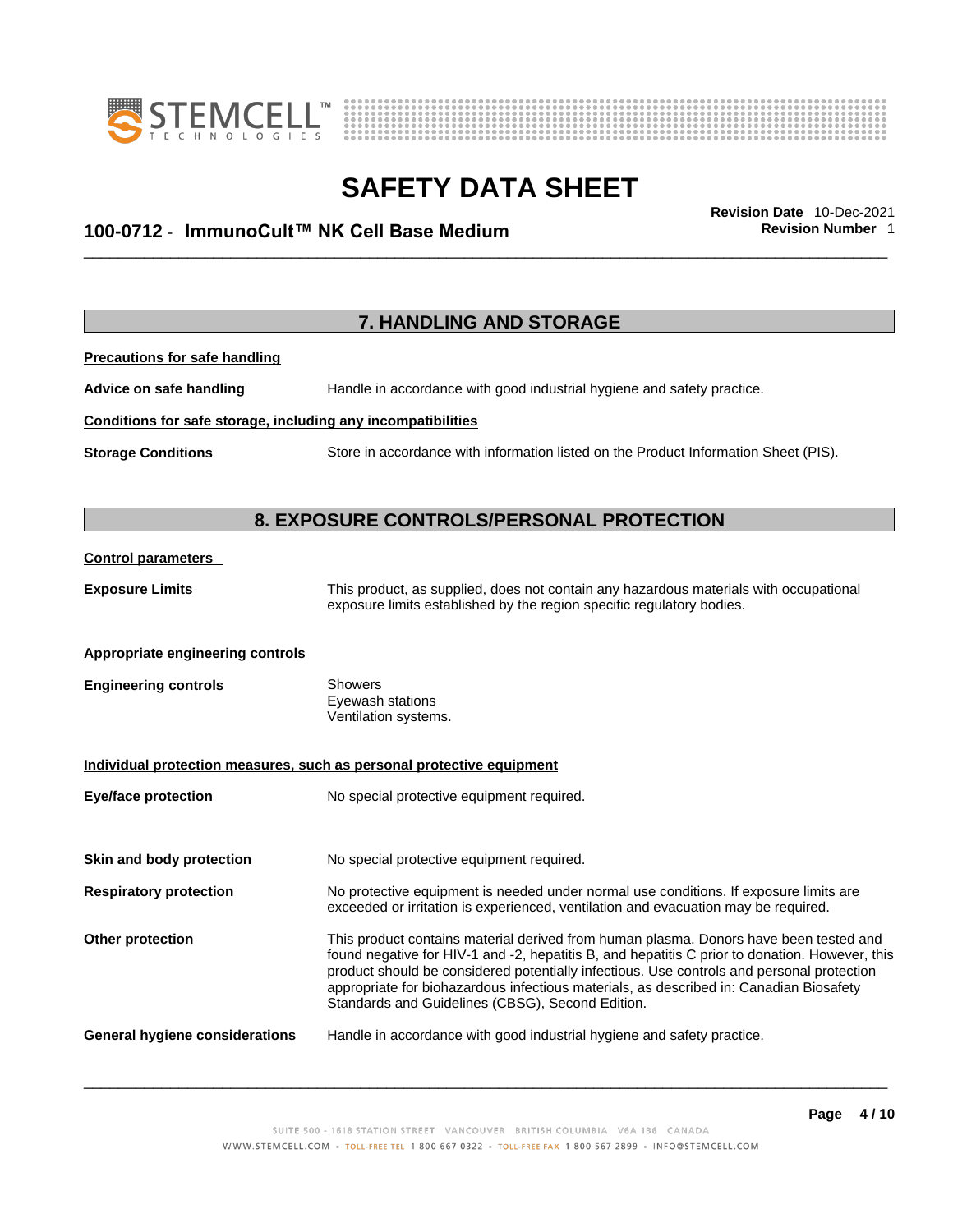## 7. HANDLING AND STORAGE

**Precautions for safe handling**

**Advice on safe handling** Handle in accordance with good industrial hygiene and safety practice.

**Conditions for safe storage, including any incompatibilities**

**Storage Conditions** Store in accordance with information listed on the Product Information Sheet (PIS).

## 8. EXPOSURE CONTROLS/PERSONAL PROTECTION

**Control parameters**

**Exposure Limits** This product, as supplied, does not contain any hazardous materials with occupational exposure limits established by the region specific regulatory bodies.

**Appropriate engineering controls**

**Engineering controls** Showers
Eyewash stations
Ventilation systems.

**Individual protection measures, such as personal protective equipment**

**Eye/face protection** No special protective equipment required.

**Skin and body protection** No special protective equipment required.

**Respiratory protection** No protective equipment is needed under normal use conditions. If exposure limits are exceeded or irritation is experienced, ventilation and evacuation may be required.

**Other protection** This product contains material derived from human plasma. Donors have been tested and found negative for HIV-1 and -2, hepatitis B, and hepatitis C prior to donation. However, this product should be considered potentially infectious. Use controls and personal protection appropriate for biohazardous infectious materials, as described in: Canadian Biosafety Standards and Guidelines (CBSG), Second Edition.

**General hygiene considerations** Handle in accordance with good industrial hygiene and safety practice.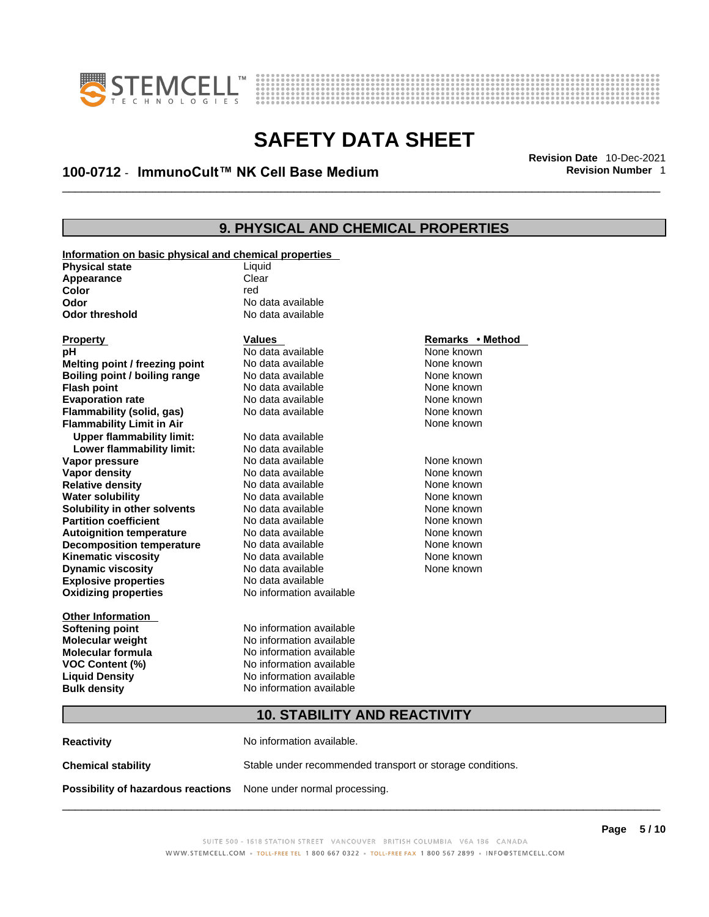## 9. PHYSICAL AND CHEMICAL PROPERTIES

**Information on basic physical and chemical properties**

| | |
|---|---|
| **Physical state** | Liquid |
| **Appearance** | Clear |
| **Color** | red |
| **Odor** | No data available |
| **Odor threshold** | No data available |

| Property | Values | Remarks • Method |
|---|---|---|
| **pH** | No data available | None known |
| **Melting point / freezing point** | No data available | None known |
| **Boiling point / boiling range** | No data available | None known |
| **Flash point** | No data available | None known |
| **Evaporation rate** | No data available | None known |
| **Flammability (solid, gas)** | No data available | None known |
| **Flammability Limit in Air** | | None known |
| **Upper flammability limit:** | No data available | |
| **Lower flammability limit:** | No data available | |
| **Vapor pressure** | No data available | None known |
| **Vapor density** | No data available | None known |
| **Relative density** | No data available | None known |
| **Water solubility** | No data available | None known |
| **Solubility in other solvents** | No data available | None known |
| **Partition coefficient** | No data available | None known |
| **Autoignition temperature** | No data available | None known |
| **Decomposition temperature** | No data available | None known |
| **Kinematic viscosity** | No data available | None known |
| **Dynamic viscosity** | No data available | None known |
| **Explosive properties** | No data available | |
| **Oxidizing properties** | No information available | |

**Other Information**

| | |
|---|---|
| **Softening point** | No information available |
| **Molecular weight** | No information available |
| **Molecular formula** | No information available |
| **VOC Content (%)** | No information available |
| **Liquid Density** | No information available |
| **Bulk density** | No information available |

## 10. STABILITY AND REACTIVITY

**Reactivity** No information available.

**Chemical stability** Stable under recommended transport or storage conditions.

**Possibility of hazardous reactions** None under normal processing.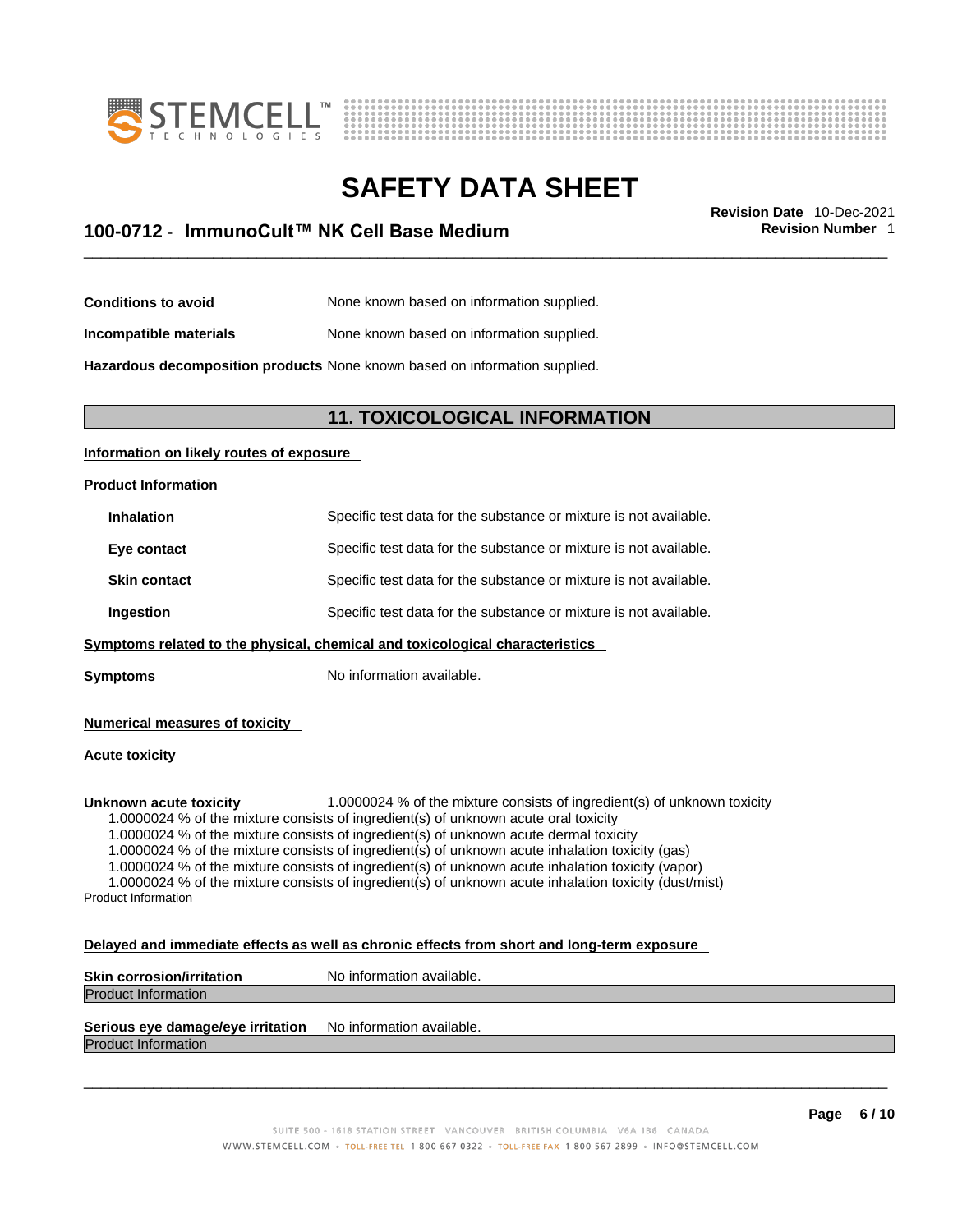| | |
|---|---|
| **Conditions to avoid** | None known based on information supplied. |
| **Incompatible materials** | None known based on information supplied. |
| **Hazardous decomposition products** | None known based on information supplied. |

## 11. TOXICOLOGICAL INFORMATION

**Information on likely routes of exposure**

**Product Information**

| | |
|---|---|
| **Inhalation** | Specific test data for the substance or mixture is not available. |
| **Eye contact** | Specific test data for the substance or mixture is not available. |
| **Skin contact** | Specific test data for the substance or mixture is not available. |
| **Ingestion** | Specific test data for the substance or mixture is not available. |

**Symptoms related to the physical, chemical and toxicological characteristics**

**Symptoms** No information available.

**Numerical measures of toxicity**

**Acute toxicity**

**Unknown acute toxicity** 1.0000024 % of the mixture consists of ingredient(s) of unknown toxicity

1.0000024 % of the mixture consists of ingredient(s) of unknown acute oral toxicity
1.0000024 % of the mixture consists of ingredient(s) of unknown acute dermal toxicity
1.0000024 % of the mixture consists of ingredient(s) of unknown acute inhalation toxicity (gas)
1.0000024 % of the mixture consists of ingredient(s) of unknown acute inhalation toxicity (vapor)
1.0000024 % of the mixture consists of ingredient(s) of unknown acute inhalation toxicity (dust/mist)

Product Information

**Delayed and immediate effects as well as chronic effects from short and long-term exposure**

**Skin corrosion/irritation** No information available.

Product Information

**Serious eye damage/eye irritation** No information available.

Product Information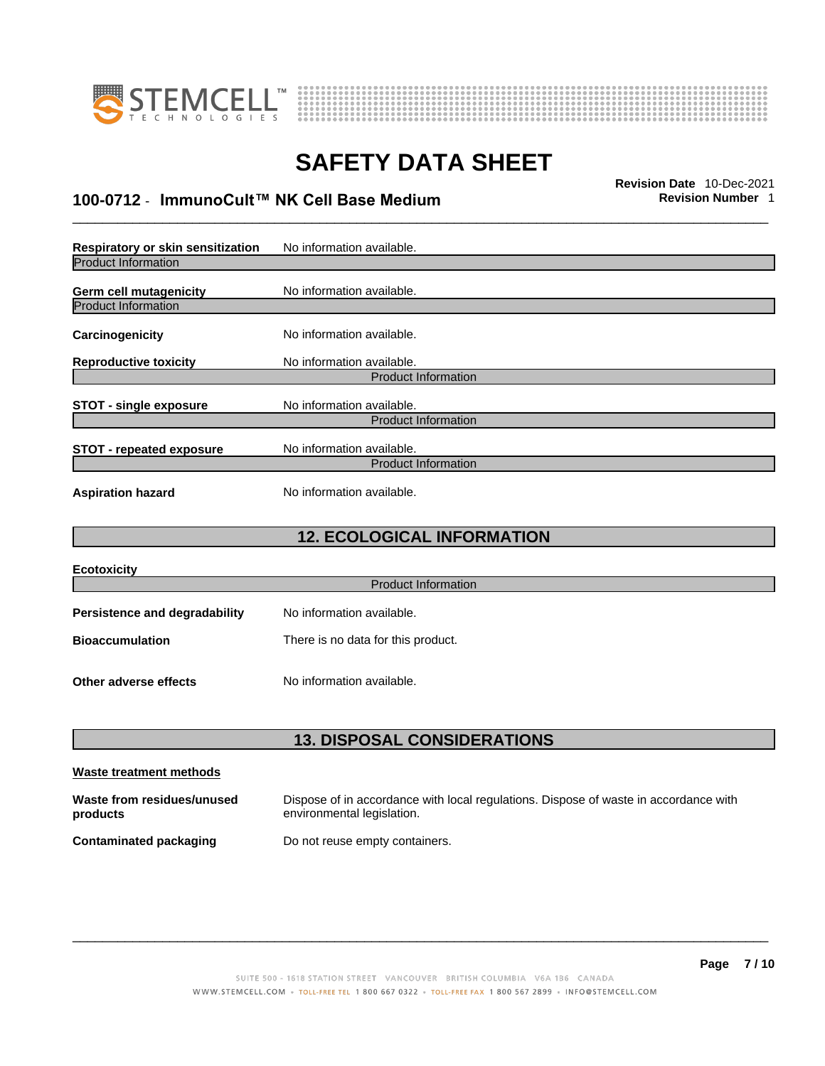**Respiratory or skin sensitization** No information available.

Product Information

**Germ cell mutagenicity** No information available.

Product Information

**Carcinogenicity** No information available.

**Reproductive toxicity** No information available.

Product Information

**STOT - single exposure** No information available.

Product Information

**STOT - repeated exposure** No information available.

Product Information

**Aspiration hazard** No information available.

## 12. ECOLOGICAL INFORMATION

**Ecotoxicity**

Product Information

**Persistence and degradability** No information available.

**Bioaccumulation** There is no data for this product.

**Other adverse effects** No information available.

## 13. DISPOSAL CONSIDERATIONS

**Waste treatment methods**

**Waste from residues/unused products** Dispose of in accordance with local regulations. Dispose of waste in accordance with environmental legislation.

**Contaminated packaging** Do not reuse empty containers.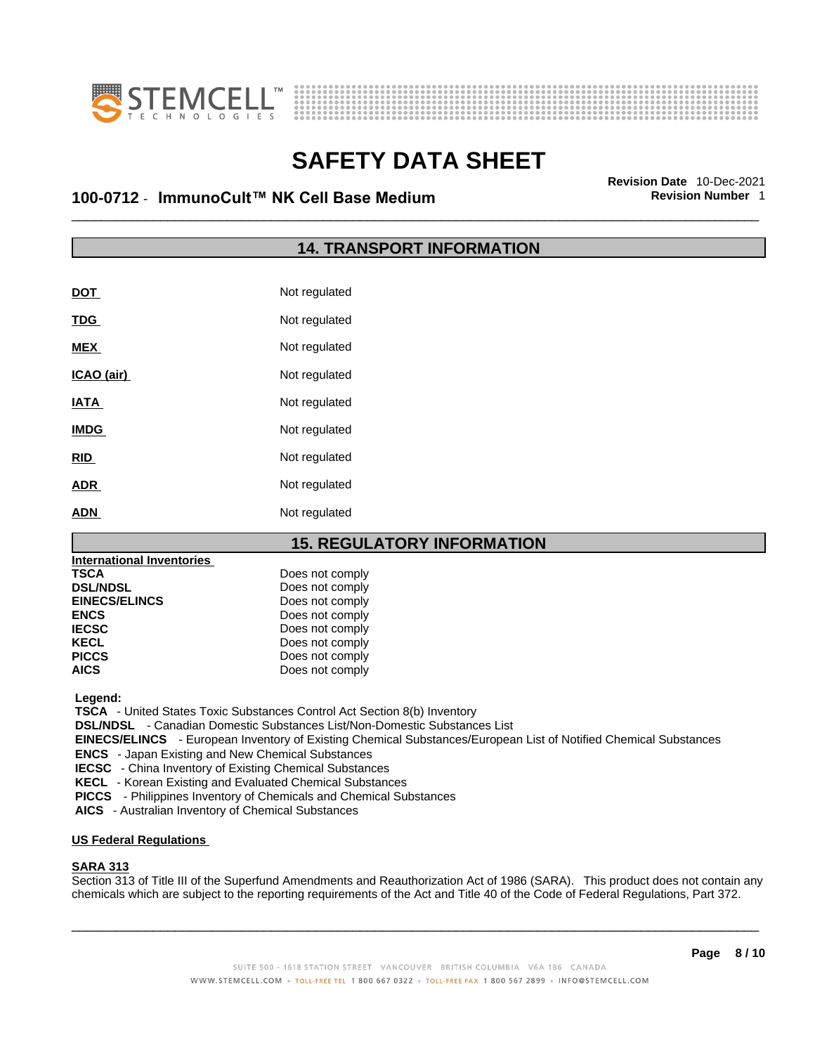# SAFETY DATA SHEET

**100-0712 - ImmunoCult™ NK Cell Base Medium**

**Revision Date** 10-Dec-2021
**Revision Number** 1

## 14. TRANSPORT INFORMATION

| | |
|---|---|
| **DOT** | Not regulated |
| **TDG** | Not regulated |
| **MEX** | Not regulated |
| **ICAO (air)** | Not regulated |
| **IATA** | Not regulated |
| **IMDG** | Not regulated |
| **RID** | Not regulated |
| **ADR** | Not regulated |
| **ADN** | Not regulated |

## 15. REGULATORY INFORMATION

**International Inventories**

| | |
|---|---|
| **TSCA** | Does not comply |
| **DSL/NDSL** | Does not comply |
| **EINECS/ELINCS** | Does not comply |
| **ENCS** | Does not comply |
| **IECSC** | Does not comply |
| **KECL** | Does not comply |
| **PICCS** | Does not comply |
| **AICS** | Does not comply |

**Legend:**
**TSCA** - United States Toxic Substances Control Act Section 8(b) Inventory
**DSL/NDSL** - Canadian Domestic Substances List/Non-Domestic Substances List
**EINECS/ELINCS** - European Inventory of Existing Chemical Substances/European List of Notified Chemical Substances
**ENCS** - Japan Existing and New Chemical Substances
**IECSC** - China Inventory of Existing Chemical Substances
**KECL** - Korean Existing and Evaluated Chemical Substances
**PICCS** - Philippines Inventory of Chemicals and Chemical Substances
**AICS** - Australian Inventory of Chemical Substances

**US Federal Regulations**

**SARA 313**
Section 313 of Title III of the Superfund Amendments and Reauthorization Act of 1986 (SARA). This product does not contain any chemicals which are subject to the reporting requirements of the Act and Title 40 of the Code of Federal Regulations, Part 372.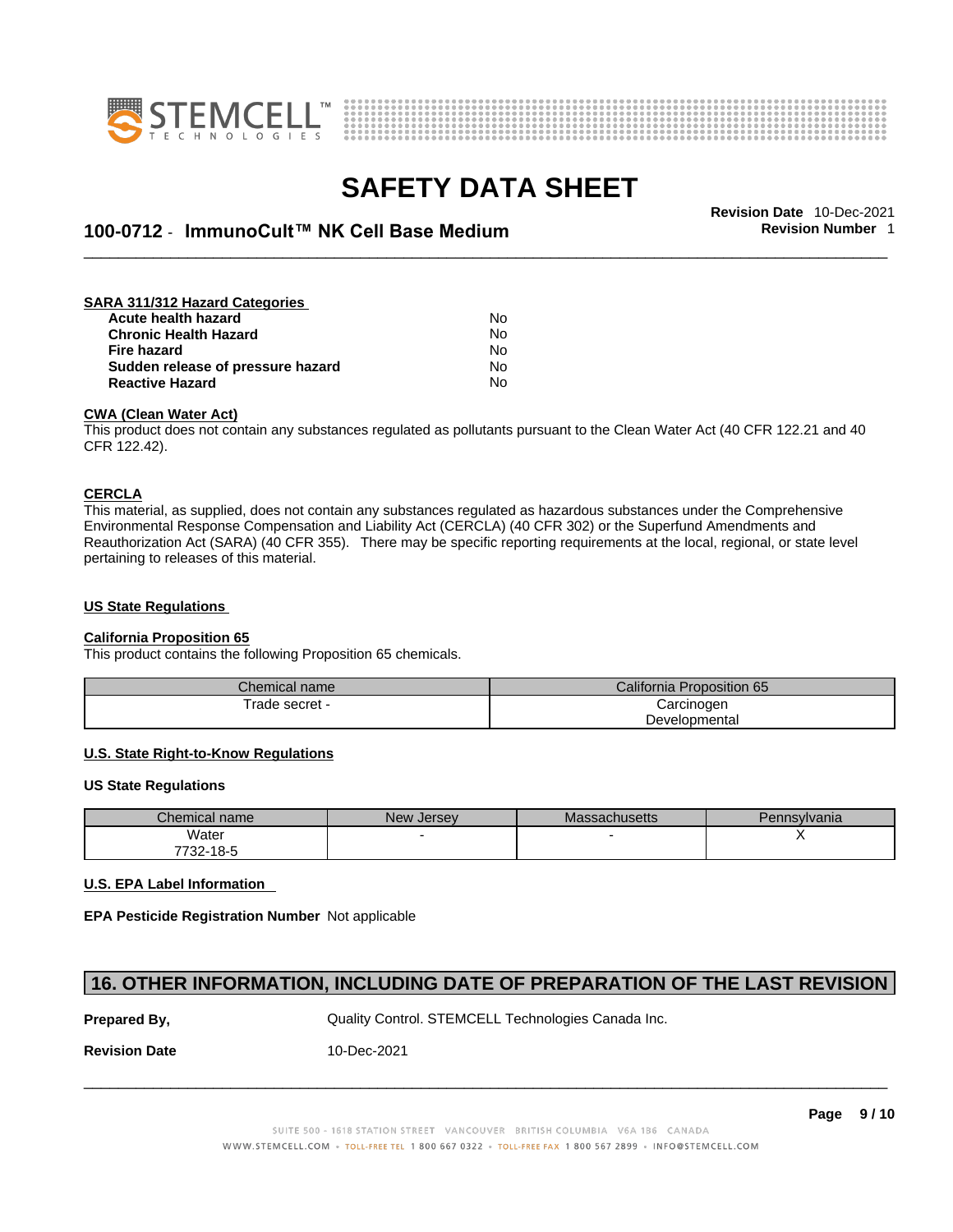# SAFETY DATA SHEET

## 100-0712 - ImmunoCult™ NK Cell Base Medium

**Revision Date** 10-Dec-2021
**Revision Number** 1

**SARA 311/312 Hazard Categories**

| | |
|---|---|
| **Acute health hazard** | No |
| **Chronic Health Hazard** | No |
| **Fire hazard** | No |
| **Sudden release of pressure hazard** | No |
| **Reactive Hazard** | No |

**CWA (Clean Water Act)**

This product does not contain any substances regulated as pollutants pursuant to the Clean Water Act (40 CFR 122.21 and 40 CFR 122.42).

**CERCLA**

This material, as supplied, does not contain any substances regulated as hazardous substances under the Comprehensive Environmental Response Compensation and Liability Act (CERCLA) (40 CFR 302) or the Superfund Amendments and Reauthorization Act (SARA) (40 CFR 355). There may be specific reporting requirements at the local, regional, or state level pertaining to releases of this material.

**US State Regulations**

**California Proposition 65**

This product contains the following Proposition 65 chemicals.

| Chemical name | California Proposition 65 |
|---|---|
| Trade secret - | Carcinogen<br>Developmental |

**U.S. State Right-to-Know Regulations**

**US State Regulations**

| Chemical name | New Jersey | Massachusetts | Pennsylvania |
|---|---|---|---|
| Water<br>7732-18-5 | - | - | X |

**U.S. EPA Label Information**

**EPA Pesticide Registration Number** Not applicable

## 16. OTHER INFORMATION, INCLUDING DATE OF PREPARATION OF THE LAST REVISION

**Prepared By,** Quality Control. STEMCELL Technologies Canada Inc.

**Revision Date** 10-Dec-2021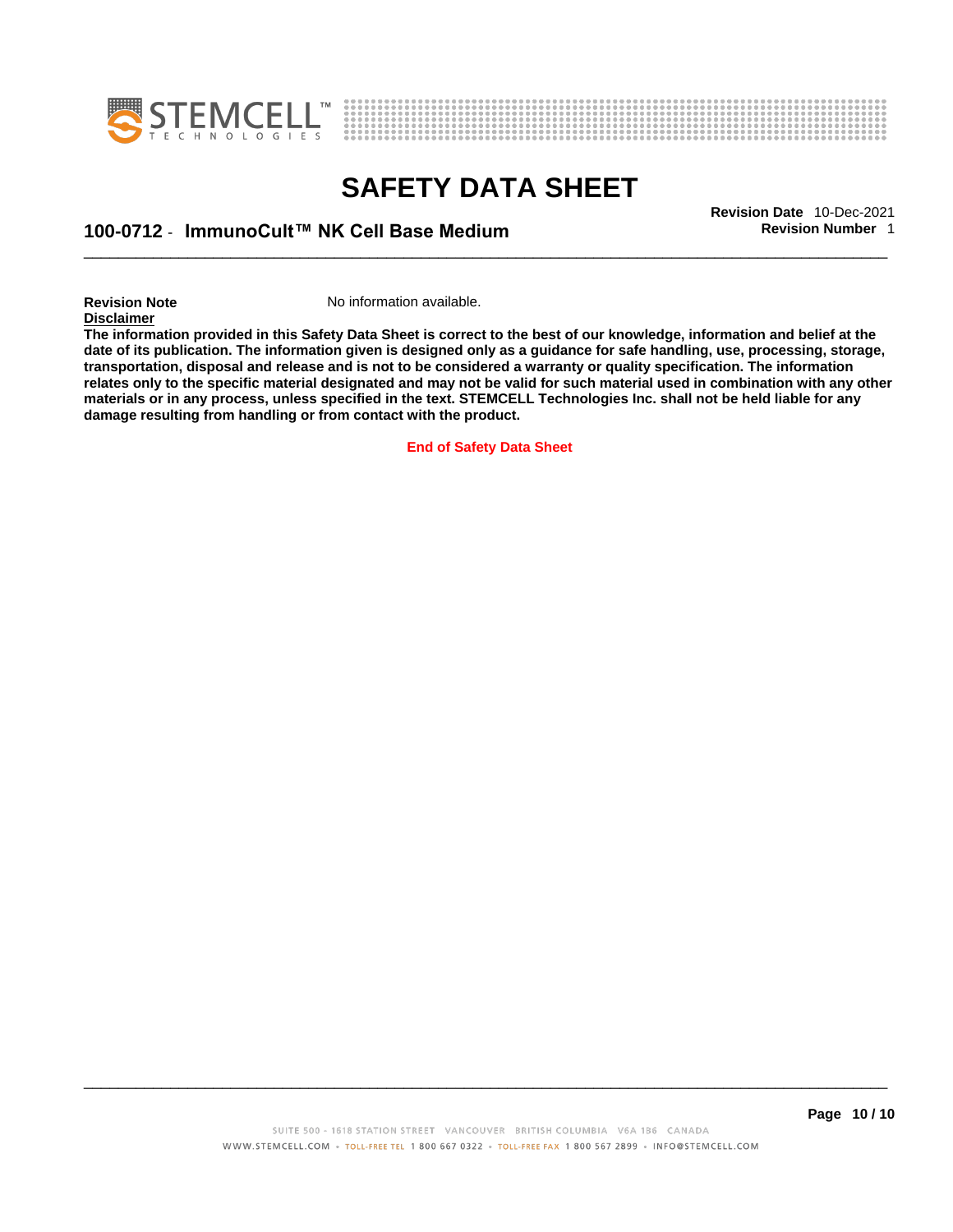**Revision Note** No information available.

**Disclaimer**

**The information provided in this Safety Data Sheet is correct to the best of our knowledge, information and belief at the date of its publication. The information given is designed only as a guidance for safe handling, use, processing, storage, transportation, disposal and release and is not to be considered a warranty or quality specification. The information relates only to the specific material designated and may not be valid for such material used in combination with any other materials or in any process, unless specified in the text. STEMCELL Technologies Inc. shall not be held liable for any damage resulting from handling or from contact with the product.**

**End of Safety Data Sheet**